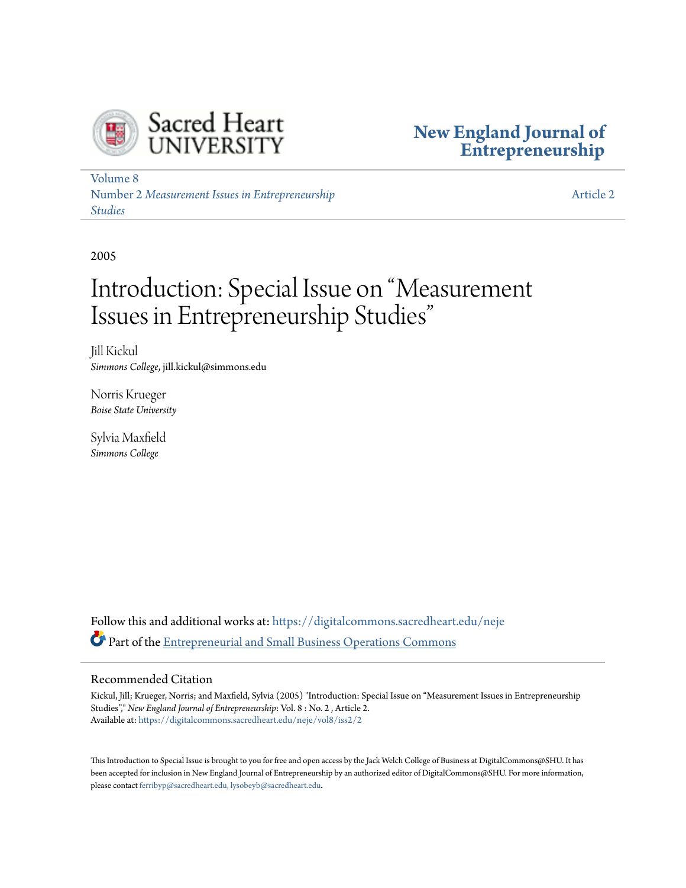Sacred Heart UNIVERSITY

**New England Journal of Entrepreneurship**

Volume 8
Number 2 *Measurement Issues in Entrepreneurship Studies*

Article 2

2005

# Introduction: Special Issue on "Measurement Issues in Entrepreneurship Studies"

Jill Kickul
*Simmons College*, jill.kickul@simmons.edu

Norris Krueger
*Boise State University*

Sylvia Maxfield
*Simmons College*

Follow this and additional works at: https://digitalcommons.sacredheart.edu/neje

Part of the Entrepreneurial and Small Business Operations Commons

## Recommended Citation

Kickul, Jill; Krueger, Norris; and Maxfield, Sylvia (2005) "Introduction: Special Issue on "Measurement Issues in Entrepreneurship Studies"," *New England Journal of Entrepreneurship*: Vol. 8 : No. 2 , Article 2.
Available at: https://digitalcommons.sacredheart.edu/neje/vol8/iss2/2

This Introduction to Special Issue is brought to you for free and open access by the Jack Welch College of Business at DigitalCommons@SHU. It has been accepted for inclusion in New England Journal of Entrepreneurship by an authorized editor of DigitalCommons@SHU. For more information, please contact ferribyp@sacredheart.edu, lysobeyb@sacredheart.edu.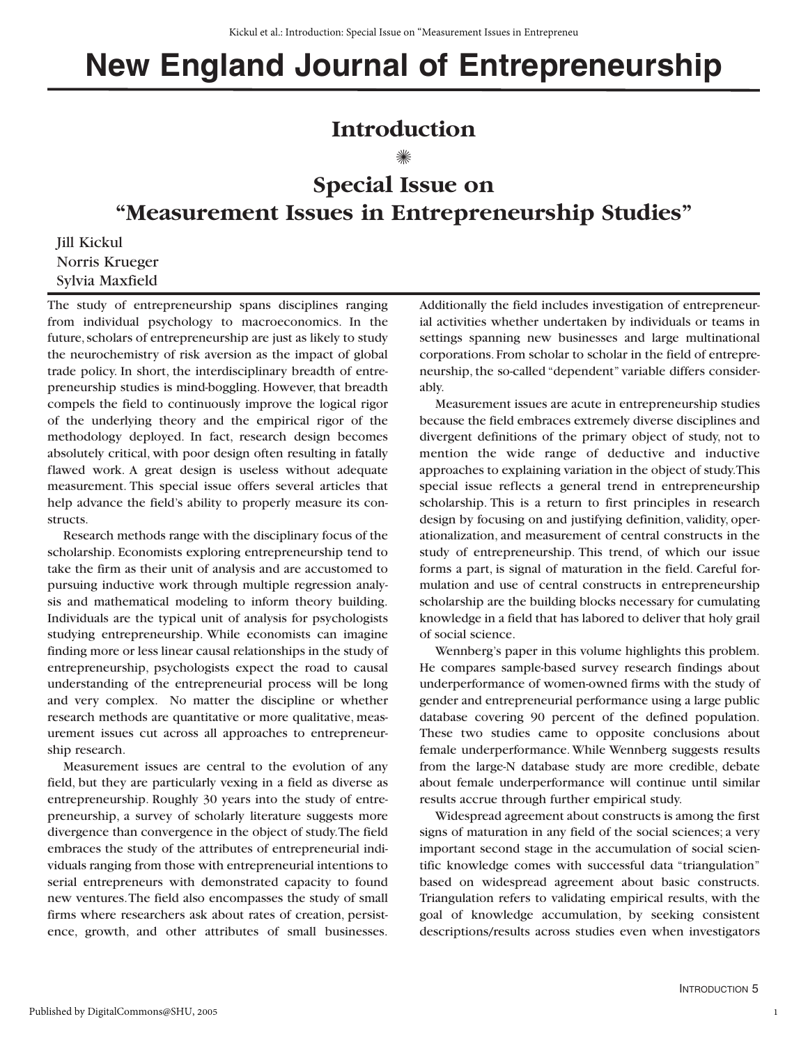# New England Journal of Entrepreneurship

## Introduction

✺

## Special Issue on "Measurement Issues in Entrepreneurship Studies"

Jill Kickul
Norris Krueger
Sylvia Maxfield

The study of entrepreneurship spans disciplines ranging from individual psychology to macroeconomics. In the future, scholars of entrepreneurship are just as likely to study the neurochemistry of risk aversion as the impact of global trade policy. In short, the interdisciplinary breadth of entrepreneurship studies is mind-boggling. However, that breadth compels the field to continuously improve the logical rigor of the underlying theory and the empirical rigor of the methodology deployed. In fact, research design becomes absolutely critical, with poor design often resulting in fatally flawed work. A great design is useless without adequate measurement. This special issue offers several articles that help advance the field's ability to properly measure its constructs.

Research methods range with the disciplinary focus of the scholarship. Economists exploring entrepreneurship tend to take the firm as their unit of analysis and are accustomed to pursuing inductive work through multiple regression analysis and mathematical modeling to inform theory building. Individuals are the typical unit of analysis for psychologists studying entrepreneurship. While economists can imagine finding more or less linear causal relationships in the study of entrepreneurship, psychologists expect the road to causal understanding of the entrepreneurial process will be long and very complex. No matter the discipline or whether research methods are quantitative or more qualitative, measurement issues cut across all approaches to entrepreneurship research.

Measurement issues are central to the evolution of any field, but they are particularly vexing in a field as diverse as entrepreneurship. Roughly 30 years into the study of entrepreneurship, a survey of scholarly literature suggests more divergence than convergence in the object of study. The field embraces the study of the attributes of entrepreneurial individuals ranging from those with entrepreneurial intentions to serial entrepreneurs with demonstrated capacity to found new ventures. The field also encompasses the study of small firms where researchers ask about rates of creation, persistence, growth, and other attributes of small businesses. Additionally the field includes investigation of entrepreneurial activities whether undertaken by individuals or teams in settings spanning new businesses and large multinational corporations. From scholar to scholar in the field of entrepreneurship, the so-called "dependent" variable differs considerably.

Measurement issues are acute in entrepreneurship studies because the field embraces extremely diverse disciplines and divergent definitions of the primary object of study, not to mention the wide range of deductive and inductive approaches to explaining variation in the object of study. This special issue reflects a general trend in entrepreneurship scholarship. This is a return to first principles in research design by focusing on and justifying definition, validity, operationalization, and measurement of central constructs in the study of entrepreneurship. This trend, of which our issue forms a part, is signal of maturation in the field. Careful formulation and use of central constructs in entrepreneurship scholarship are the building blocks necessary for cumulating knowledge in a field that has labored to deliver that holy grail of social science.

Wennberg's paper in this volume highlights this problem. He compares sample-based survey research findings about underperformance of women-owned firms with the study of gender and entrepreneurial performance using a large public database covering 90 percent of the defined population. These two studies came to opposite conclusions about female underperformance. While Wennberg suggests results from the large-N database study are more credible, debate about female underperformance will continue until similar results accrue through further empirical study.

Widespread agreement about constructs is among the first signs of maturation in any field of the social sciences; a very important second stage in the accumulation of social scientific knowledge comes with successful data "triangulation" based on widespread agreement about basic constructs. Triangulation refers to validating empirical results, with the goal of knowledge accumulation, by seeking consistent descriptions/results across studies even when investigators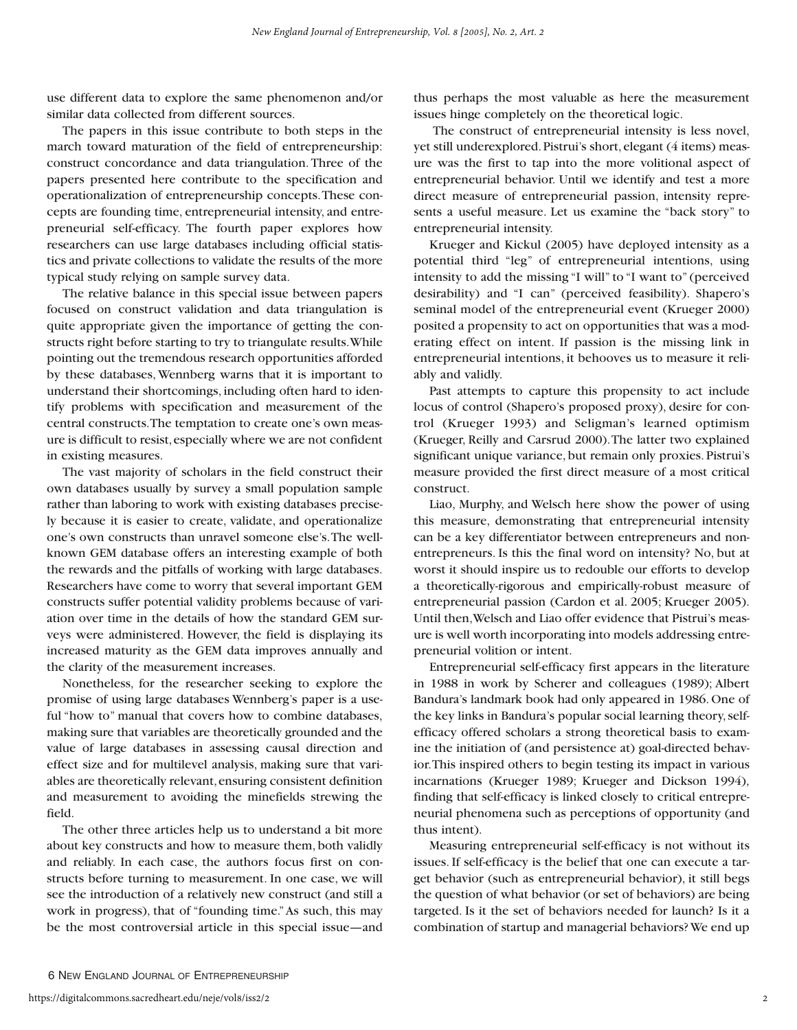use different data to explore the same phenomenon and/or similar data collected from different sources.

The papers in this issue contribute to both steps in the march toward maturation of the field of entrepreneurship: construct concordance and data triangulation. Three of the papers presented here contribute to the specification and operationalization of entrepreneurship concepts. These concepts are founding time, entrepreneurial intensity, and entrepreneurial self-efficacy. The fourth paper explores how researchers can use large databases including official statistics and private collections to validate the results of the more typical study relying on sample survey data.

The relative balance in this special issue between papers focused on construct validation and data triangulation is quite appropriate given the importance of getting the constructs right before starting to try to triangulate results. While pointing out the tremendous research opportunities afforded by these databases, Wennberg warns that it is important to understand their shortcomings, including often hard to identify problems with specification and measurement of the central constructs. The temptation to create one's own measure is difficult to resist, especially where we are not confident in existing measures.

The vast majority of scholars in the field construct their own databases usually by survey a small population sample rather than laboring to work with existing databases precisely because it is easier to create, validate, and operationalize one's own constructs than unravel someone else's. The well-known GEM database offers an interesting example of both the rewards and the pitfalls of working with large databases. Researchers have come to worry that several important GEM constructs suffer potential validity problems because of variation over time in the details of how the standard GEM surveys were administered. However, the field is displaying its increased maturity as the GEM data improves annually and the clarity of the measurement increases.

Nonetheless, for the researcher seeking to explore the promise of using large databases Wennberg's paper is a useful "how to" manual that covers how to combine databases, making sure that variables are theoretically grounded and the value of large databases in assessing causal direction and effect size and for multilevel analysis, making sure that variables are theoretically relevant, ensuring consistent definition and measurement to avoiding the minefields strewing the field.

The other three articles help us to understand a bit more about key constructs and how to measure them, both validly and reliably. In each case, the authors focus first on constructs before turning to measurement. In one case, we will see the introduction of a relatively new construct (and still a work in progress), that of "founding time." As such, this may be the most controversial article in this special issue—and thus perhaps the most valuable as here the measurement issues hinge completely on the theoretical logic.

The construct of entrepreneurial intensity is less novel, yet still underexplored. Pistrui's short, elegant (4 items) measure was the first to tap into the more volitional aspect of entrepreneurial behavior. Until we identify and test a more direct measure of entrepreneurial passion, intensity represents a useful measure. Let us examine the "back story" to entrepreneurial intensity.

Krueger and Kickul (2005) have deployed intensity as a potential third "leg" of entrepreneurial intentions, using intensity to add the missing "I will" to "I want to" (perceived desirability) and "I can" (perceived feasibility). Shapero's seminal model of the entrepreneurial event (Krueger 2000) posited a propensity to act on opportunities that was a moderating effect on intent. If passion is the missing link in entrepreneurial intentions, it behooves us to measure it reliably and validly.

Past attempts to capture this propensity to act include locus of control (Shapero's proposed proxy), desire for control (Krueger 1993) and Seligman's learned optimism (Krueger, Reilly and Carsrud 2000). The latter two explained significant unique variance, but remain only proxies. Pistrui's measure provided the first direct measure of a most critical construct.

Liao, Murphy, and Welsch here show the power of using this measure, demonstrating that entrepreneurial intensity can be a key differentiator between entrepreneurs and non-entrepreneurs. Is this the final word on intensity? No, but at worst it should inspire us to redouble our efforts to develop a theoretically-rigorous and empirically-robust measure of entrepreneurial passion (Cardon et al. 2005; Krueger 2005). Until then, Welsch and Liao offer evidence that Pistrui's measure is well worth incorporating into models addressing entrepreneurial volition or intent.

Entrepreneurial self-efficacy first appears in the literature in 1988 in work by Scherer and colleagues (1989); Albert Bandura's landmark book had only appeared in 1986. One of the key links in Bandura's popular social learning theory, self-efficacy offered scholars a strong theoretical basis to examine the initiation of (and persistence at) goal-directed behavior. This inspired others to begin testing its impact in various incarnations (Krueger 1989; Krueger and Dickson 1994), finding that self-efficacy is linked closely to critical entrepreneurial phenomena such as perceptions of opportunity (and thus intent).

Measuring entrepreneurial self-efficacy is not without its issues. If self-efficacy is the belief that one can execute a target behavior (such as entrepreneurial behavior), it still begs the question of what behavior (or set of behaviors) are being targeted. Is it the set of behaviors needed for launch? Is it a combination of startup and managerial behaviors? We end up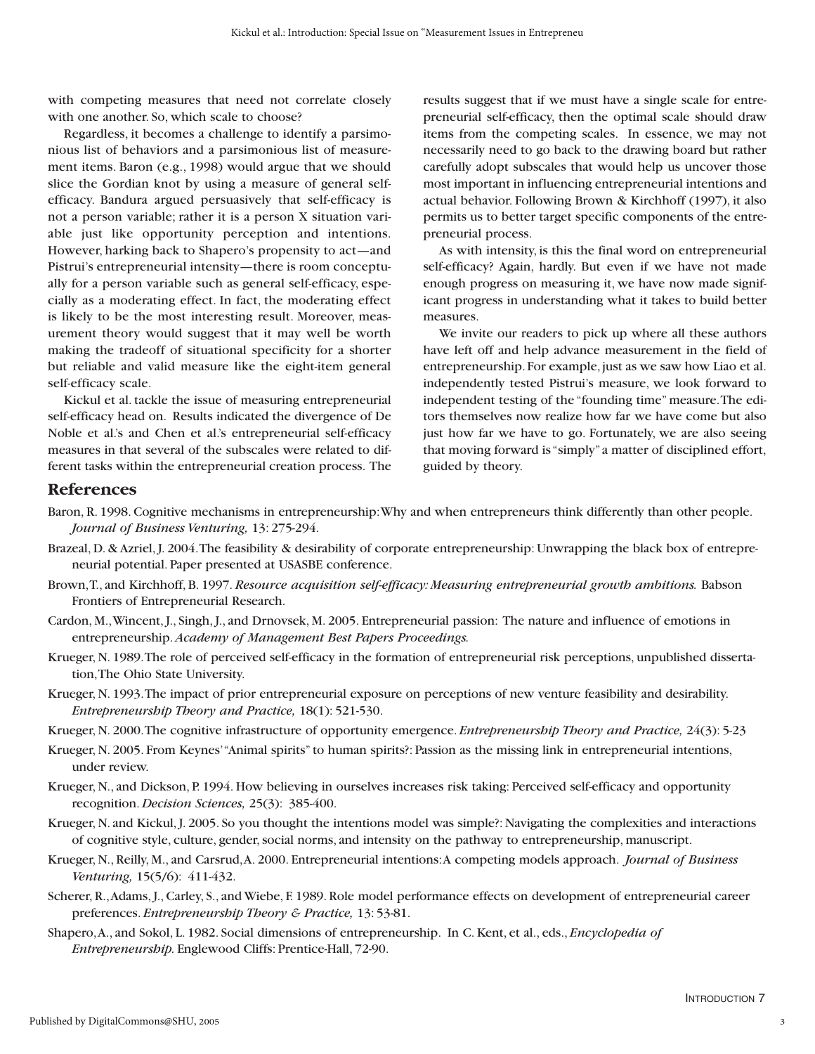with competing measures that need not correlate closely with one another. So, which scale to choose?

Regardless, it becomes a challenge to identify a parsimonious list of behaviors and a parsimonious list of measurement items. Baron (e.g., 1998) would argue that we should slice the Gordian knot by using a measure of general self-efficacy. Bandura argued persuasively that self-efficacy is not a person variable; rather it is a person X situation variable just like opportunity perception and intentions. However, harking back to Shapero's propensity to act—and Pistrui's entrepreneurial intensity—there is room conceptually for a person variable such as general self-efficacy, especially as a moderating effect. In fact, the moderating effect is likely to be the most interesting result. Moreover, measurement theory would suggest that it may well be worth making the tradeoff of situational specificity for a shorter but reliable and valid measure like the eight-item general self-efficacy scale.

Kickul et al. tackle the issue of measuring entrepreneurial self-efficacy head on. Results indicated the divergence of De Noble et al.'s and Chen et al.'s entrepreneurial self-efficacy measures in that several of the subscales were related to different tasks within the entrepreneurial creation process. The results suggest that if we must have a single scale for entrepreneurial self-efficacy, then the optimal scale should draw items from the competing scales. In essence, we may not necessarily need to go back to the drawing board but rather carefully adopt subscales that would help us uncover those most important in influencing entrepreneurial intentions and actual behavior. Following Brown & Kirchhoff (1997), it also permits us to better target specific components of the entrepreneurial process.

As with intensity, is this the final word on entrepreneurial self-efficacy? Again, hardly. But even if we have not made enough progress on measuring it, we have now made significant progress in understanding what it takes to build better measures.

We invite our readers to pick up where all these authors have left off and help advance measurement in the field of entrepreneurship. For example, just as we saw how Liao et al. independently tested Pistrui's measure, we look forward to independent testing of the "founding time" measure. The editors themselves now realize how far we have come but also just how far we have to go. Fortunately, we are also seeing that moving forward is "simply" a matter of disciplined effort, guided by theory.

## References

Baron, R. 1998. Cognitive mechanisms in entrepreneurship: Why and when entrepreneurs think differently than other people. *Journal of Business Venturing,* 13: 275-294.

Brazeal, D. & Azriel, J. 2004. The feasibility & desirability of corporate entrepreneurship: Unwrapping the black box of entrepreneurial potential. Paper presented at USASBE conference.

Brown, T., and Kirchhoff, B. 1997. *Resource acquisition self-efficacy: Measuring entrepreneurial growth ambitions.* Babson Frontiers of Entrepreneurial Research.

Cardon, M., Wincent, J., Singh, J., and Drnovsek, M. 2005. Entrepreneurial passion: The nature and influence of emotions in entrepreneurship. *Academy of Management Best Papers Proceedings.*

Krueger, N. 1989. The role of perceived self-efficacy in the formation of entrepreneurial risk perceptions, unpublished dissertation, The Ohio State University.

Krueger, N. 1993. The impact of prior entrepreneurial exposure on perceptions of new venture feasibility and desirability. *Entrepreneurship Theory and Practice,* 18(1): 521-530.

Krueger, N. 2000. The cognitive infrastructure of opportunity emergence. *Entrepreneurship Theory and Practice,* 24(3): 5-23

Krueger, N. 2005. From Keynes' "Animal spirits" to human spirits?: Passion as the missing link in entrepreneurial intentions, under review.

Krueger, N., and Dickson, P. 1994. How believing in ourselves increases risk taking: Perceived self-efficacy and opportunity recognition. *Decision Sciences,* 25(3): 385-400.

Krueger, N. and Kickul, J. 2005. So you thought the intentions model was simple?: Navigating the complexities and interactions of cognitive style, culture, gender, social norms, and intensity on the pathway to entrepreneurship, manuscript.

Krueger, N., Reilly, M., and Carsrud, A. 2000. Entrepreneurial intentions: A competing models approach. *Journal of Business Venturing,* 15(5/6): 411-432.

Scherer, R., Adams, J., Carley, S., and Wiebe, F. 1989. Role model performance effects on development of entrepreneurial career preferences. *Entrepreneurship Theory & Practice,* 13: 53-81.

Shapero, A., and Sokol, L. 1982. Social dimensions of entrepreneurship. In C. Kent, et al., eds., *Encyclopedia of Entrepreneurship.* Englewood Cliffs: Prentice-Hall, 72-90.